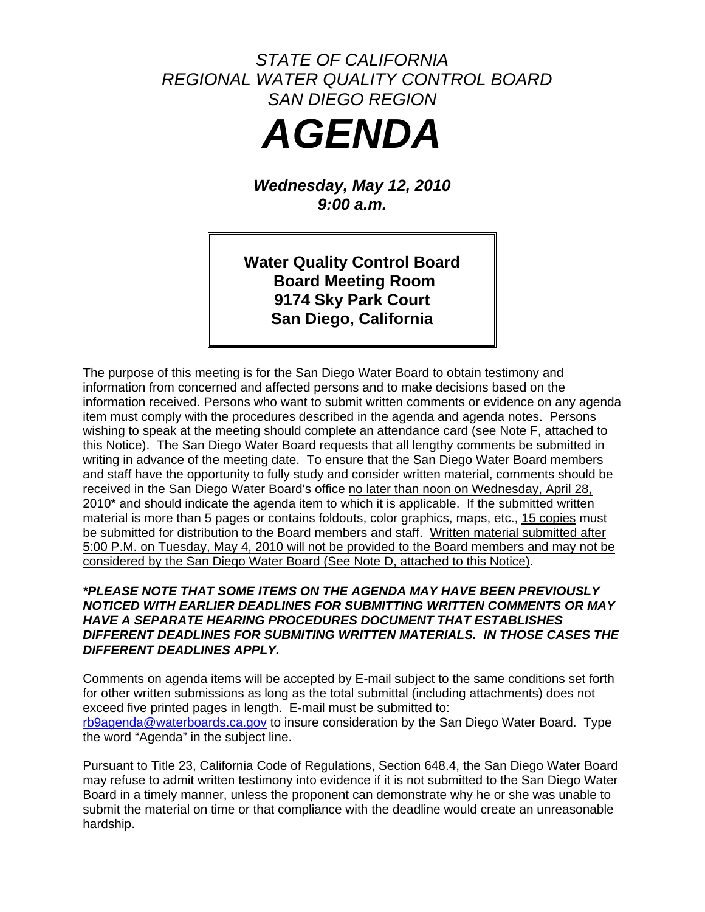*STATE OF CALIFORNIA*
*REGIONAL WATER QUALITY CONTROL BOARD*
*SAN DIEGO REGION*

# *AGENDA*

***Wednesday, May 12, 2010***
***9:00 a.m.***

**Water Quality Control Board**
**Board Meeting Room**
**9174 Sky Park Court**
**San Diego, California**

The purpose of this meeting is for the San Diego Water Board to obtain testimony and information from concerned and affected persons and to make decisions based on the information received. Persons who want to submit written comments or evidence on any agenda item must comply with the procedures described in the agenda and agenda notes. Persons wishing to speak at the meeting should complete an attendance card (see Note F, attached to this Notice). The San Diego Water Board requests that all lengthy comments be submitted in writing in advance of the meeting date. To ensure that the San Diego Water Board members and staff have the opportunity to fully study and consider written material, comments should be received in the San Diego Water Board's office <u>no later than noon on Wednesday, April 28, 2010* and should indicate the agenda item to which it is applicable</u>. If the submitted written material is more than 5 pages or contains foldouts, color graphics, maps, etc., <u>15 copies</u> must be submitted for distribution to the Board members and staff. <u>Written material submitted after 5:00 P.M. on Tuesday, May 4, 2010 will not be provided to the Board members and may not be considered by the San Diego Water Board (See Note D, attached to this Notice)</u>.

***\*PLEASE NOTE THAT SOME ITEMS ON THE AGENDA MAY HAVE BEEN PREVIOUSLY NOTICED WITH EARLIER DEADLINES FOR SUBMITTING WRITTEN COMMENTS OR MAY HAVE A SEPARATE HEARING PROCEDURES DOCUMENT THAT ESTABLISHES DIFFERENT DEADLINES FOR SUBMITING WRITTEN MATERIALS. IN THOSE CASES THE DIFFERENT DEADLINES APPLY.***

Comments on agenda items will be accepted by E-mail subject to the same conditions set forth for other written submissions as long as the total submittal (including attachments) does not exceed five printed pages in length. E-mail must be submitted to: rb9agenda@waterboards.ca.gov to insure consideration by the San Diego Water Board. Type the word "Agenda" in the subject line.

Pursuant to Title 23, California Code of Regulations, Section 648.4, the San Diego Water Board may refuse to admit written testimony into evidence if it is not submitted to the San Diego Water Board in a timely manner, unless the proponent can demonstrate why he or she was unable to submit the material on time or that compliance with the deadline would create an unreasonable hardship.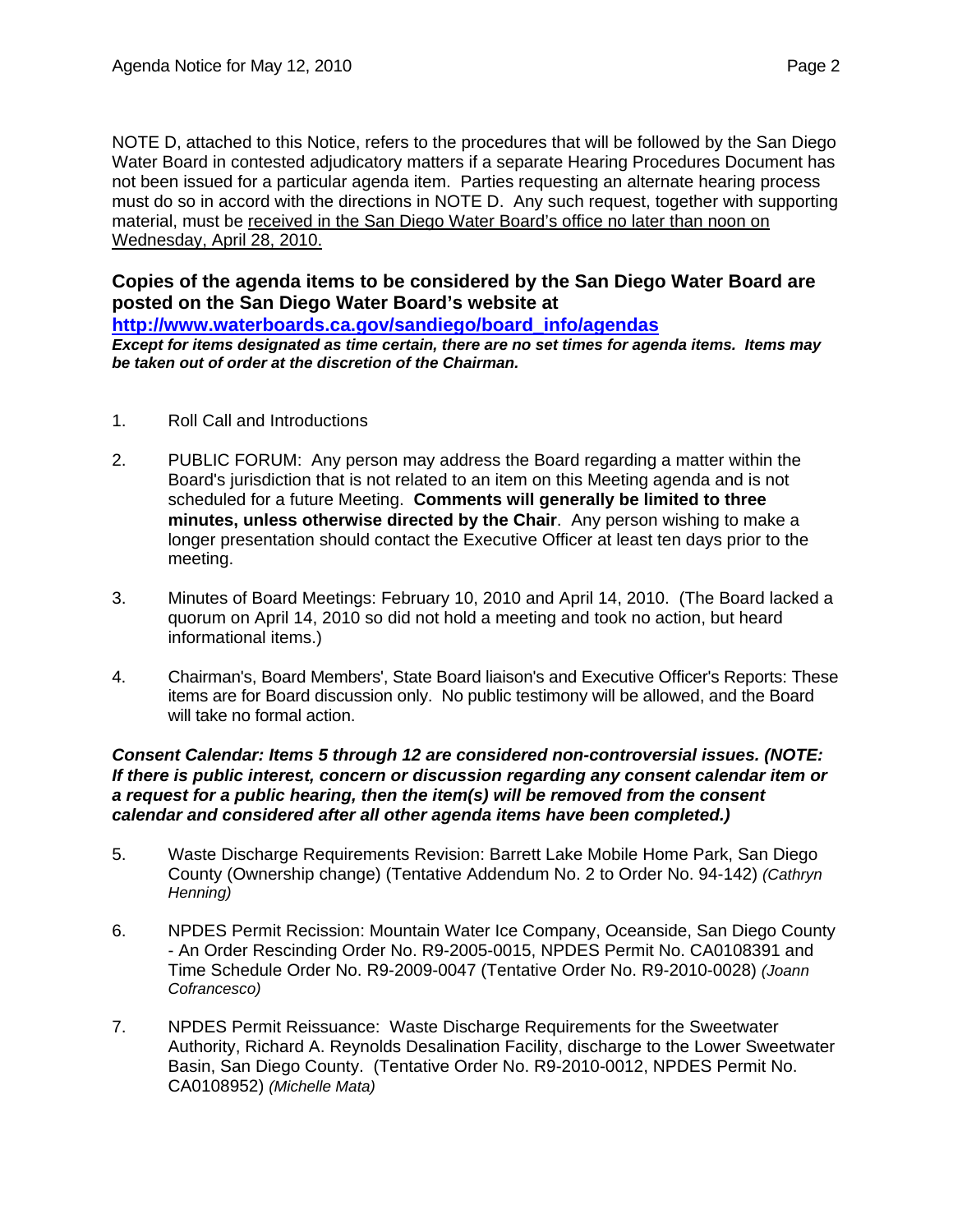NOTE D, attached to this Notice, refers to the procedures that will be followed by the San Diego Water Board in contested adjudicatory matters if a separate Hearing Procedures Document has not been issued for a particular agenda item. Parties requesting an alternate hearing process must do so in accord with the directions in NOTE D. Any such request, together with supporting material, must be received in the San Diego Water Board's office no later than noon on Wednesday, April 28, 2010.

**Copies of the agenda items to be considered by the San Diego Water Board are posted on the San Diego Water Board's website at [http://www.waterboards.ca.gov/sandiego/board_info/agendas](http://www.waterboards.ca.gov/sandiego/board_info/agendas)**

***Except for items designated as time certain, there are no set times for agenda items. Items may be taken out of order at the discretion of the Chairman.***

1. Roll Call and Introductions

2. PUBLIC FORUM: Any person may address the Board regarding a matter within the Board's jurisdiction that is not related to an item on this Meeting agenda and is not scheduled for a future Meeting. **Comments will generally be limited to three minutes, unless otherwise directed by the Chair**. Any person wishing to make a longer presentation should contact the Executive Officer at least ten days prior to the meeting.

3. Minutes of Board Meetings: February 10, 2010 and April 14, 2010. (The Board lacked a quorum on April 14, 2010 so did not hold a meeting and took no action, but heard informational items.)

4. Chairman's, Board Members', State Board liaison's and Executive Officer's Reports: These items are for Board discussion only. No public testimony will be allowed, and the Board will take no formal action.

***Consent Calendar: Items 5 through 12 are considered non-controversial issues. (NOTE: If there is public interest, concern or discussion regarding any consent calendar item or a request for a public hearing, then the item(s) will be removed from the consent calendar and considered after all other agenda items have been completed.)***

5. Waste Discharge Requirements Revision: Barrett Lake Mobile Home Park, San Diego County (Ownership change) (Tentative Addendum No. 2 to Order No. 94-142) *(Cathryn Henning)*

6. NPDES Permit Recission: Mountain Water Ice Company, Oceanside, San Diego County - An Order Rescinding Order No. R9-2005-0015, NPDES Permit No. CA0108391 and Time Schedule Order No. R9-2009-0047 (Tentative Order No. R9-2010-0028) *(Joann Cofrancesco)*

7. NPDES Permit Reissuance: Waste Discharge Requirements for the Sweetwater Authority, Richard A. Reynolds Desalination Facility, discharge to the Lower Sweetwater Basin, San Diego County. (Tentative Order No. R9-2010-0012, NPDES Permit No. CA0108952) *(Michelle Mata)*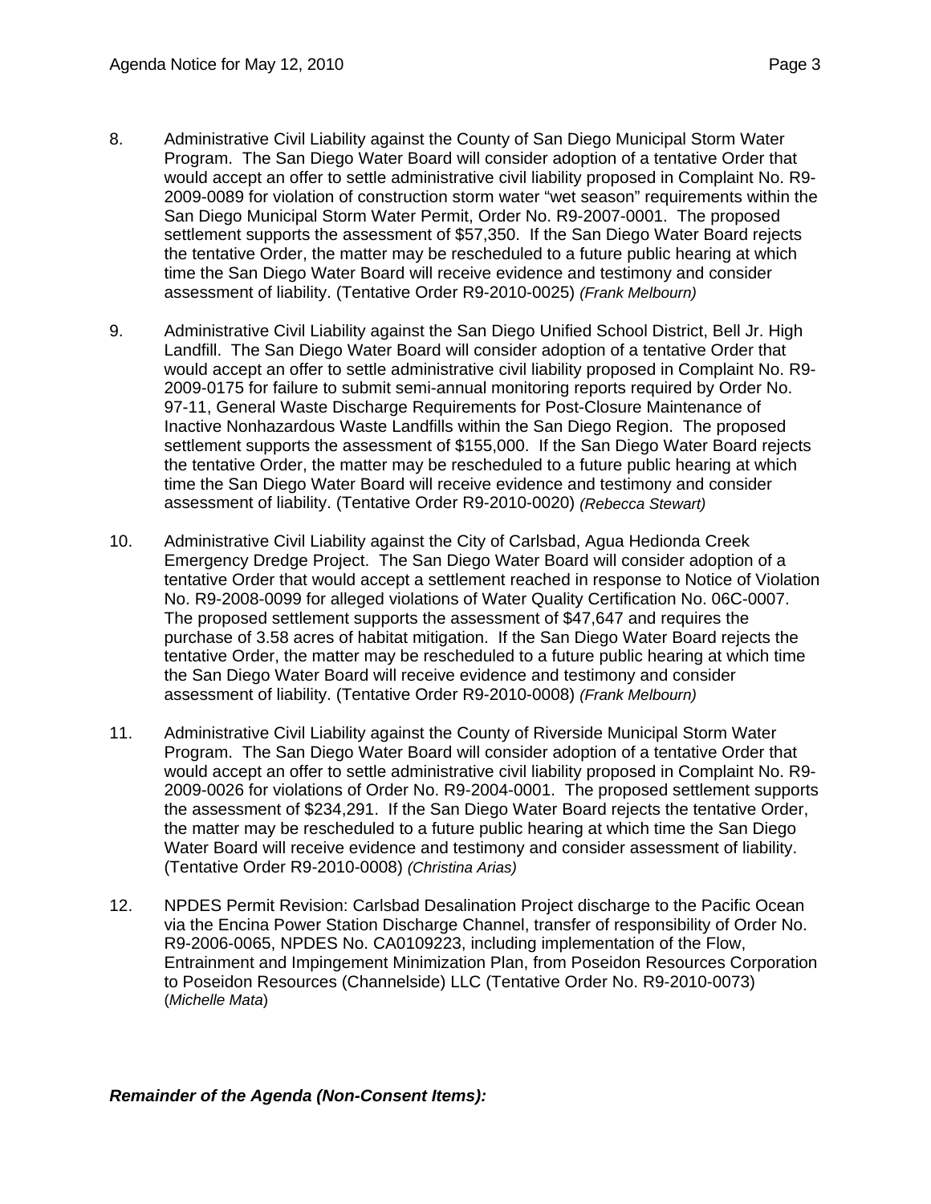8. Administrative Civil Liability against the County of San Diego Municipal Storm Water Program. The San Diego Water Board will consider adoption of a tentative Order that would accept an offer to settle administrative civil liability proposed in Complaint No. R9-2009-0089 for violation of construction storm water "wet season" requirements within the San Diego Municipal Storm Water Permit, Order No. R9-2007-0001. The proposed settlement supports the assessment of $57,350. If the San Diego Water Board rejects the tentative Order, the matter may be rescheduled to a future public hearing at which time the San Diego Water Board will receive evidence and testimony and consider assessment of liability. (Tentative Order R9-2010-0025) *(Frank Melbourn)*

9. Administrative Civil Liability against the San Diego Unified School District, Bell Jr. High Landfill. The San Diego Water Board will consider adoption of a tentative Order that would accept an offer to settle administrative civil liability proposed in Complaint No. R9-2009-0175 for failure to submit semi-annual monitoring reports required by Order No. 97-11, General Waste Discharge Requirements for Post-Closure Maintenance of Inactive Nonhazardous Waste Landfills within the San Diego Region. The proposed settlement supports the assessment of $155,000. If the San Diego Water Board rejects the tentative Order, the matter may be rescheduled to a future public hearing at which time the San Diego Water Board will receive evidence and testimony and consider assessment of liability. (Tentative Order R9-2010-0020) *(Rebecca Stewart)*

10. Administrative Civil Liability against the City of Carlsbad, Agua Hedionda Creek Emergency Dredge Project. The San Diego Water Board will consider adoption of a tentative Order that would accept a settlement reached in response to Notice of Violation No. R9-2008-0099 for alleged violations of Water Quality Certification No. 06C-0007. The proposed settlement supports the assessment of $47,647 and requires the purchase of 3.58 acres of habitat mitigation. If the San Diego Water Board rejects the tentative Order, the matter may be rescheduled to a future public hearing at which time the San Diego Water Board will receive evidence and testimony and consider assessment of liability. (Tentative Order R9-2010-0008) *(Frank Melbourn)*

11. Administrative Civil Liability against the County of Riverside Municipal Storm Water Program. The San Diego Water Board will consider adoption of a tentative Order that would accept an offer to settle administrative civil liability proposed in Complaint No. R9-2009-0026 for violations of Order No. R9-2004-0001. The proposed settlement supports the assessment of $234,291. If the San Diego Water Board rejects the tentative Order, the matter may be rescheduled to a future public hearing at which time the San Diego Water Board will receive evidence and testimony and consider assessment of liability. (Tentative Order R9-2010-0008) *(Christina Arias)*

12. NPDES Permit Revision: Carlsbad Desalination Project discharge to the Pacific Ocean via the Encina Power Station Discharge Channel, transfer of responsibility of Order No. R9-2006-0065, NPDES No. CA0109223, including implementation of the Flow, Entrainment and Impingement Minimization Plan, from Poseidon Resources Corporation to Poseidon Resources (Channelside) LLC (Tentative Order No. R9-2010-0073) (*Michelle Mata*)

***Remainder of the Agenda (Non-Consent Items):***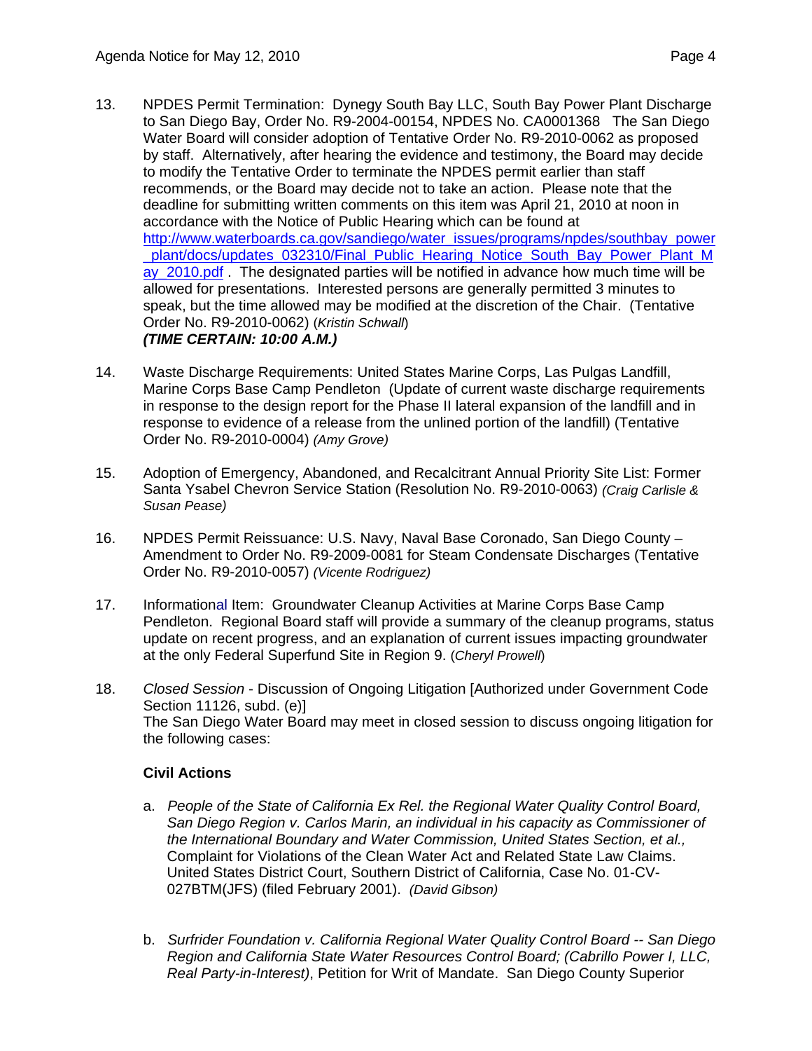13. NPDES Permit Termination: Dynegy South Bay LLC, South Bay Power Plant Discharge to San Diego Bay, Order No. R9-2004-00154, NPDES No. CA0001368 The San Diego Water Board will consider adoption of Tentative Order No. R9-2010-0062 as proposed by staff. Alternatively, after hearing the evidence and testimony, the Board may decide to modify the Tentative Order to terminate the NPDES permit earlier than staff recommends, or the Board may decide not to take an action. Please note that the deadline for submitting written comments on this item was April 21, 2010 at noon in accordance with the Notice of Public Hearing which can be found at http://www.waterboards.ca.gov/sandiego/water_issues/programs/npdes/southbay_power_plant/docs/updates_032310/Final_Public_Hearing_Notice_South_Bay_Power_Plant_May_2010.pdf . The designated parties will be notified in advance how much time will be allowed for presentations. Interested persons are generally permitted 3 minutes to speak, but the time allowed may be modified at the discretion of the Chair. (Tentative Order No. R9-2010-0062) (*Kristin Schwall*)
    ***(TIME CERTAIN: 10:00 A.M.)***

14. Waste Discharge Requirements: United States Marine Corps, Las Pulgas Landfill, Marine Corps Base Camp Pendleton (Update of current waste discharge requirements in response to the design report for the Phase II lateral expansion of the landfill and in response to evidence of a release from the unlined portion of the landfill) (Tentative Order No. R9-2010-0004) *(Amy Grove)*

15. Adoption of Emergency, Abandoned, and Recalcitrant Annual Priority Site List: Former Santa Ysabel Chevron Service Station (Resolution No. R9-2010-0063) *(Craig Carlisle & Susan Pease)*

16. NPDES Permit Reissuance: U.S. Navy, Naval Base Coronado, San Diego County – Amendment to Order No. R9-2009-0081 for Steam Condensate Discharges (Tentative Order No. R9-2010-0057) *(Vicente Rodriguez)*

17. Informational Item: Groundwater Cleanup Activities at Marine Corps Base Camp Pendleton. Regional Board staff will provide a summary of the cleanup programs, status update on recent progress, and an explanation of current issues impacting groundwater at the only Federal Superfund Site in Region 9. (*Cheryl Prowell*)

18. *Closed Session* - Discussion of Ongoing Litigation [Authorized under Government Code Section 11126, subd. (e)]
    The San Diego Water Board may meet in closed session to discuss ongoing litigation for the following cases:

    **Civil Actions**

    a. *People of the State of California Ex Rel. the Regional Water Quality Control Board, San Diego Region v. Carlos Marin, an individual in his capacity as Commissioner of the International Boundary and Water Commission, United States Section, et al.,* Complaint for Violations of the Clean Water Act and Related State Law Claims. United States District Court, Southern District of California, Case No. 01-CV-027BTM(JFS) (filed February 2001). *(David Gibson)*

    b. *Surfrider Foundation v. California Regional Water Quality Control Board -- San Diego Region and California State Water Resources Control Board; (Cabrillo Power I, LLC, Real Party-in-Interest)*, Petition for Writ of Mandate. San Diego County Superior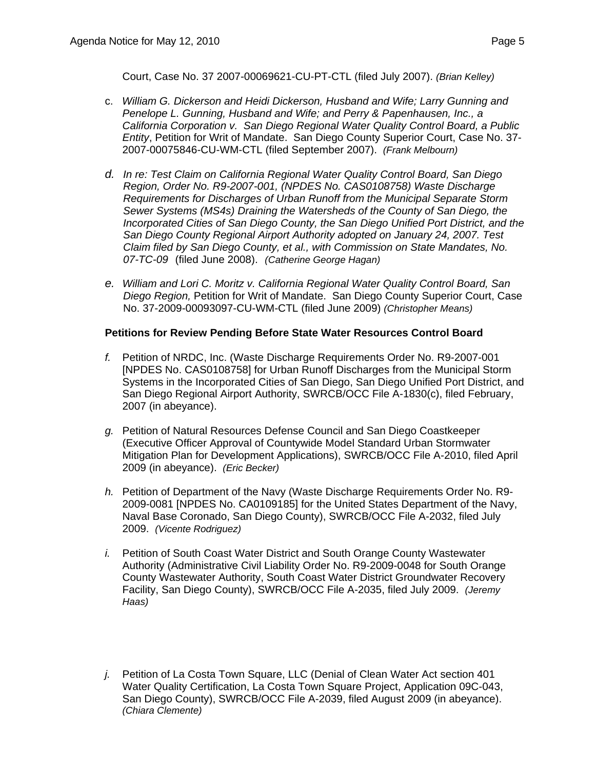Court, Case No. 37 2007-00069621-CU-PT-CTL (filed July 2007). *(Brian Kelley)*

c. *William G. Dickerson and Heidi Dickerson, Husband and Wife; Larry Gunning and Penelope L. Gunning, Husband and Wife; and Perry & Papenhausen, Inc., a California Corporation v. San Diego Regional Water Quality Control Board, a Public Entity*, Petition for Writ of Mandate. San Diego County Superior Court, Case No. 37-2007-00075846-CU-WM-CTL (filed September 2007). *(Frank Melbourn)*

d. *In re: Test Claim on California Regional Water Quality Control Board, San Diego Region, Order No. R9-2007-001, (NPDES No. CAS0108758) Waste Discharge Requirements for Discharges of Urban Runoff from the Municipal Separate Storm Sewer Systems (MS4s) Draining the Watersheds of the County of San Diego, the Incorporated Cities of San Diego County, the San Diego Unified Port District, and the San Diego County Regional Airport Authority adopted on January 24, 2007. Test Claim filed by San Diego County, et al., with Commission on State Mandates, No. 07-TC-09* (filed June 2008). *(Catherine George Hagan)*

e. *William and Lori C. Moritz v. California Regional Water Quality Control Board, San Diego Region,* Petition for Writ of Mandate. San Diego County Superior Court, Case No. 37-2009-00093097-CU-WM-CTL (filed June 2009) *(Christopher Means)*

**Petitions for Review Pending Before State Water Resources Control Board**

*f.* Petition of NRDC, Inc. (Waste Discharge Requirements Order No. R9-2007-001 [NPDES No. CAS0108758] for Urban Runoff Discharges from the Municipal Storm Systems in the Incorporated Cities of San Diego, San Diego Unified Port District, and San Diego Regional Airport Authority, SWRCB/OCC File A-1830(c), filed February, 2007 (in abeyance).

*g.* Petition of Natural Resources Defense Council and San Diego Coastkeeper (Executive Officer Approval of Countywide Model Standard Urban Stormwater Mitigation Plan for Development Applications), SWRCB/OCC File A-2010, filed April 2009 (in abeyance). *(Eric Becker)*

*h.* Petition of Department of the Navy (Waste Discharge Requirements Order No. R9-2009-0081 [NPDES No. CA0109185] for the United States Department of the Navy, Naval Base Coronado, San Diego County), SWRCB/OCC File A-2032, filed July 2009. *(Vicente Rodriguez)*

*i.* Petition of South Coast Water District and South Orange County Wastewater Authority (Administrative Civil Liability Order No. R9-2009-0048 for South Orange County Wastewater Authority, South Coast Water District Groundwater Recovery Facility, San Diego County), SWRCB/OCC File A-2035, filed July 2009. *(Jeremy Haas)*

*j.* Petition of La Costa Town Square, LLC (Denial of Clean Water Act section 401 Water Quality Certification, La Costa Town Square Project, Application 09C-043, San Diego County), SWRCB/OCC File A-2039, filed August 2009 (in abeyance). *(Chiara Clemente)*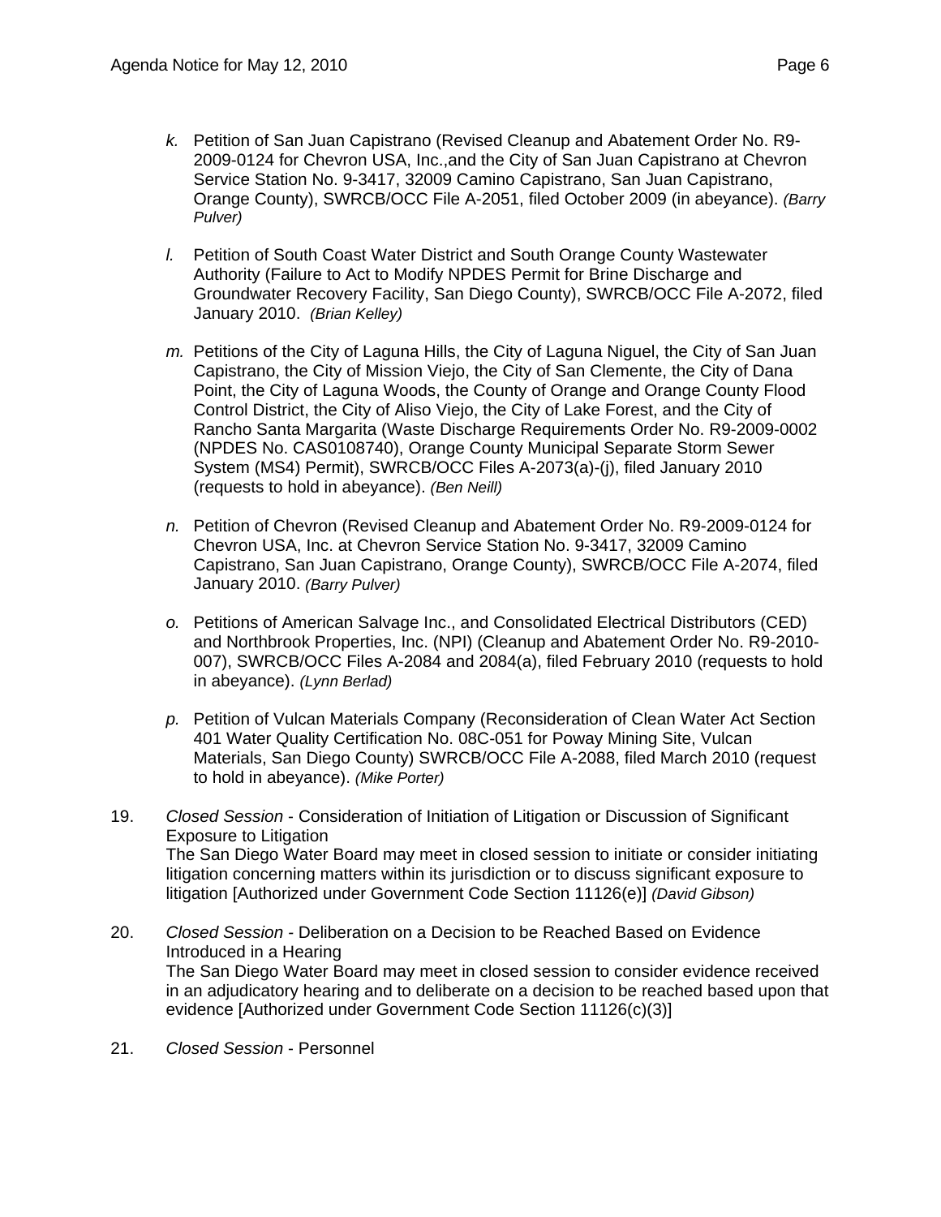*k.* Petition of San Juan Capistrano (Revised Cleanup and Abatement Order No. R9-2009-0124 for Chevron USA, Inc.,and the City of San Juan Capistrano at Chevron Service Station No. 9-3417, 32009 Camino Capistrano, San Juan Capistrano, Orange County), SWRCB/OCC File A-2051, filed October 2009 (in abeyance). *(Barry Pulver)*

*l.* Petition of South Coast Water District and South Orange County Wastewater Authority (Failure to Act to Modify NPDES Permit for Brine Discharge and Groundwater Recovery Facility, San Diego County), SWRCB/OCC File A-2072, filed January 2010. *(Brian Kelley)*

*m.* Petitions of the City of Laguna Hills, the City of Laguna Niguel, the City of San Juan Capistrano, the City of Mission Viejo, the City of San Clemente, the City of Dana Point, the City of Laguna Woods, the County of Orange and Orange County Flood Control District, the City of Aliso Viejo, the City of Lake Forest, and the City of Rancho Santa Margarita (Waste Discharge Requirements Order No. R9-2009-0002 (NPDES No. CAS0108740), Orange County Municipal Separate Storm Sewer System (MS4) Permit), SWRCB/OCC Files A-2073(a)-(j), filed January 2010 (requests to hold in abeyance). *(Ben Neill)*

*n.* Petition of Chevron (Revised Cleanup and Abatement Order No. R9-2009-0124 for Chevron USA, Inc. at Chevron Service Station No. 9-3417, 32009 Camino Capistrano, San Juan Capistrano, Orange County), SWRCB/OCC File A-2074, filed January 2010. *(Barry Pulver)*

*o.* Petitions of American Salvage Inc., and Consolidated Electrical Distributors (CED) and Northbrook Properties, Inc. (NPI) (Cleanup and Abatement Order No. R9-2010-007), SWRCB/OCC Files A-2084 and 2084(a), filed February 2010 (requests to hold in abeyance). *(Lynn Berlad)*

*p.* Petition of Vulcan Materials Company (Reconsideration of Clean Water Act Section 401 Water Quality Certification No. 08C-051 for Poway Mining Site, Vulcan Materials, San Diego County) SWRCB/OCC File A-2088, filed March 2010 (request to hold in abeyance). *(Mike Porter)*

19. *Closed Session* - Consideration of Initiation of Litigation or Discussion of Significant Exposure to Litigation
The San Diego Water Board may meet in closed session to initiate or consider initiating litigation concerning matters within its jurisdiction or to discuss significant exposure to litigation [Authorized under Government Code Section 11126(e)] *(David Gibson)*

20. *Closed Session* - Deliberation on a Decision to be Reached Based on Evidence Introduced in a Hearing
The San Diego Water Board may meet in closed session to consider evidence received in an adjudicatory hearing and to deliberate on a decision to be reached based upon that evidence [Authorized under Government Code Section 11126(c)(3)]

21. *Closed Session* - Personnel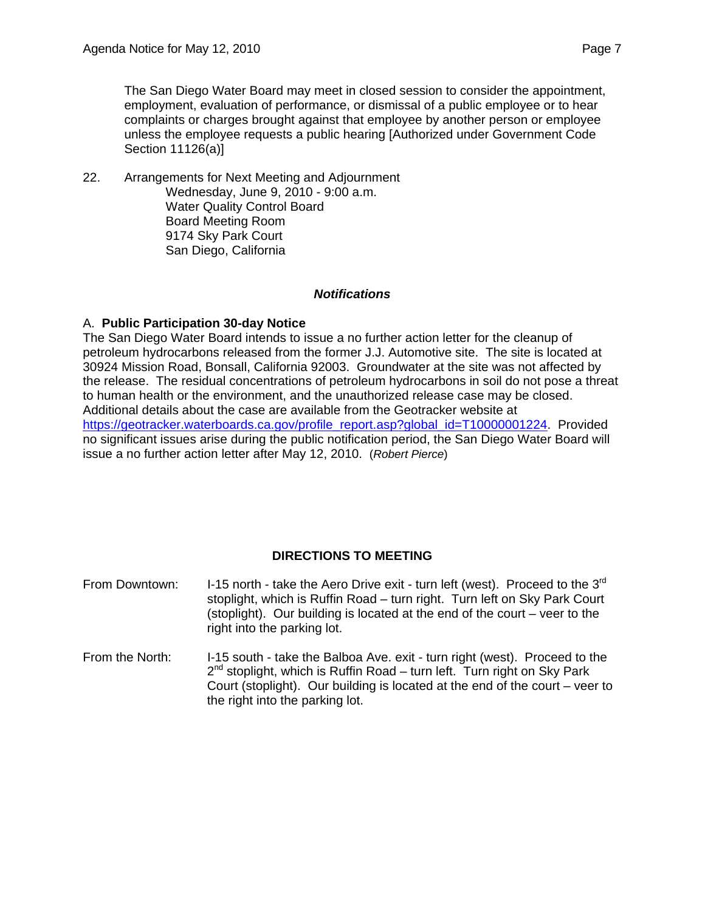The San Diego Water Board may meet in closed session to consider the appointment, employment, evaluation of performance, or dismissal of a public employee or to hear complaints or charges brought against that employee by another person or employee unless the employee requests a public hearing [Authorized under Government Code Section 11126(a)]

22. Arrangements for Next Meeting and Adjournment
    Wednesday, June 9, 2010 - 9:00 a.m.
    Water Quality Control Board
    Board Meeting Room
    9174 Sky Park Court
    San Diego, California

### ***Notifications***

A. **Public Participation 30-day Notice**
The San Diego Water Board intends to issue a no further action letter for the cleanup of petroleum hydrocarbons released from the former J.J. Automotive site. The site is located at 30924 Mission Road, Bonsall, California 92003. Groundwater at the site was not affected by the release. The residual concentrations of petroleum hydrocarbons in soil do not pose a threat to human health or the environment, and the unauthorized release case may be closed. Additional details about the case are available from the Geotracker website at https://geotracker.waterboards.ca.gov/profile_report.asp?global_id=T10000001224. Provided no significant issues arise during the public notification period, the San Diego Water Board will issue a no further action letter after May 12, 2010. (*Robert Pierce*)

### **DIRECTIONS TO MEETING**

From Downtown: I-15 north - take the Aero Drive exit - turn left (west). Proceed to the 3rd stoplight, which is Ruffin Road – turn right. Turn left on Sky Park Court (stoplight). Our building is located at the end of the court – veer to the right into the parking lot.

From the North: I-15 south - take the Balboa Ave. exit - turn right (west). Proceed to the 2nd stoplight, which is Ruffin Road – turn left. Turn right on Sky Park Court (stoplight). Our building is located at the end of the court – veer to the right into the parking lot.